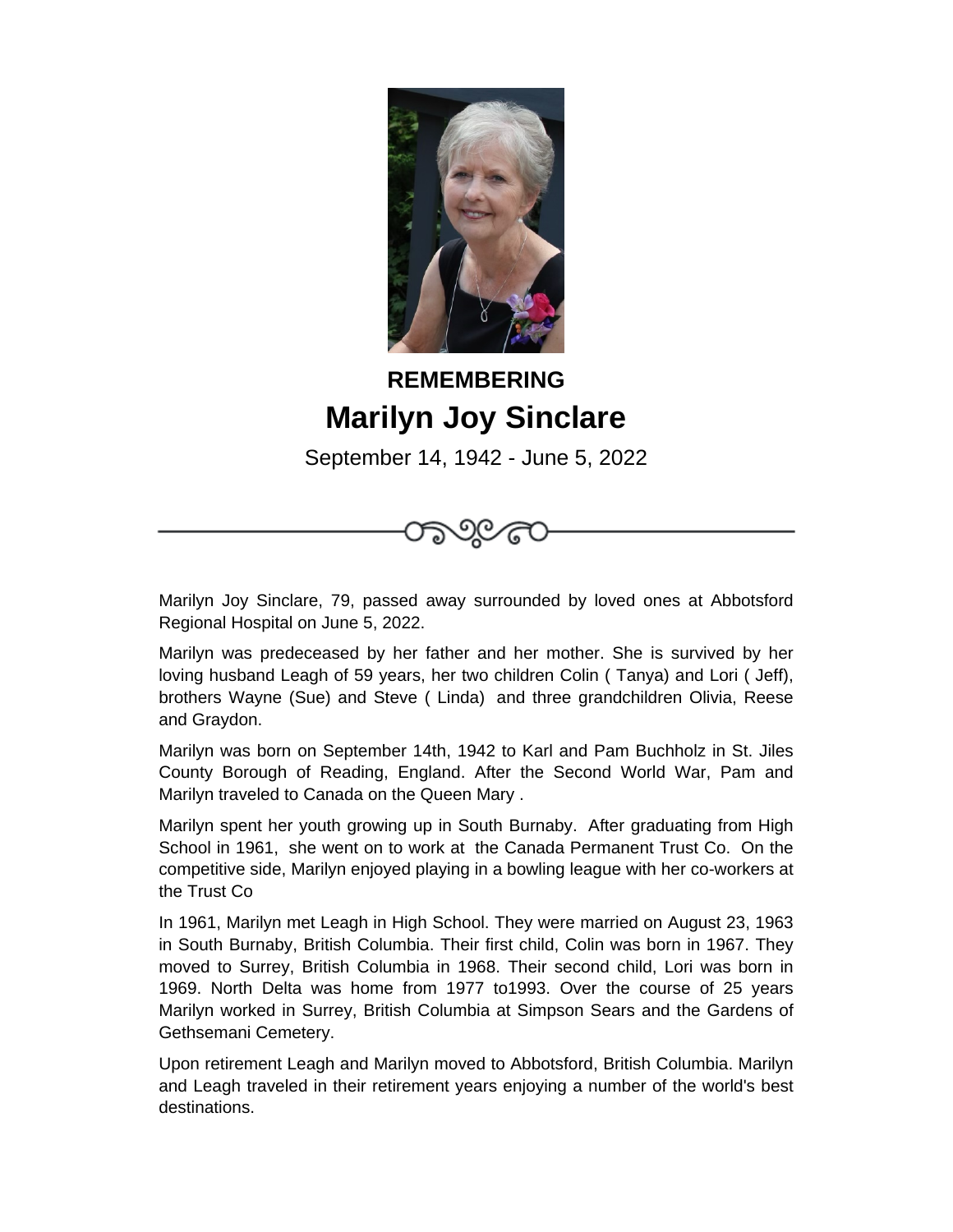**REMEMBERING**

# Marilyn Joy Sinclare

September 14, 1942 - June 5, 2022

Marilyn Joy Sinclare, 79, passed away surrounded by loved ones at Abbotsford Regional Hospital on June 5, 2022.

Marilyn was predeceased by her father and her mother. She is survived by her loving husband Leagh of 59 years, her two children Colin ( Tanya) and Lori ( Jeff), brothers Wayne (Sue) and Steve ( Linda) and three grandchildren Olivia, Reese and Graydon.

Marilyn was born on September 14th, 1942 to Karl and Pam Buchholz in St. Jiles County Borough of Reading, England. After the Second World War, Pam and Marilyn traveled to Canada on the Queen Mary .

Marilyn spent her youth growing up in South Burnaby. After graduating from High School in 1961, she went on to work at the Canada Permanent Trust Co. On the competitive side, Marilyn enjoyed playing in a bowling league with her co-workers at the Trust Co

In 1961, Marilyn met Leagh in High School. They were married on August 23, 1963 in South Burnaby, British Columbia. Their first child, Colin was born in 1967. They moved to Surrey, British Columbia in 1968. Their second child, Lori was born in 1969. North Delta was home from 1977 to1993. Over the course of 25 years Marilyn worked in Surrey, British Columbia at Simpson Sears and the Gardens of Gethsemani Cemetery.

Upon retirement Leagh and Marilyn moved to Abbotsford, British Columbia. Marilyn and Leagh traveled in their retirement years enjoying a number of the world's best destinations.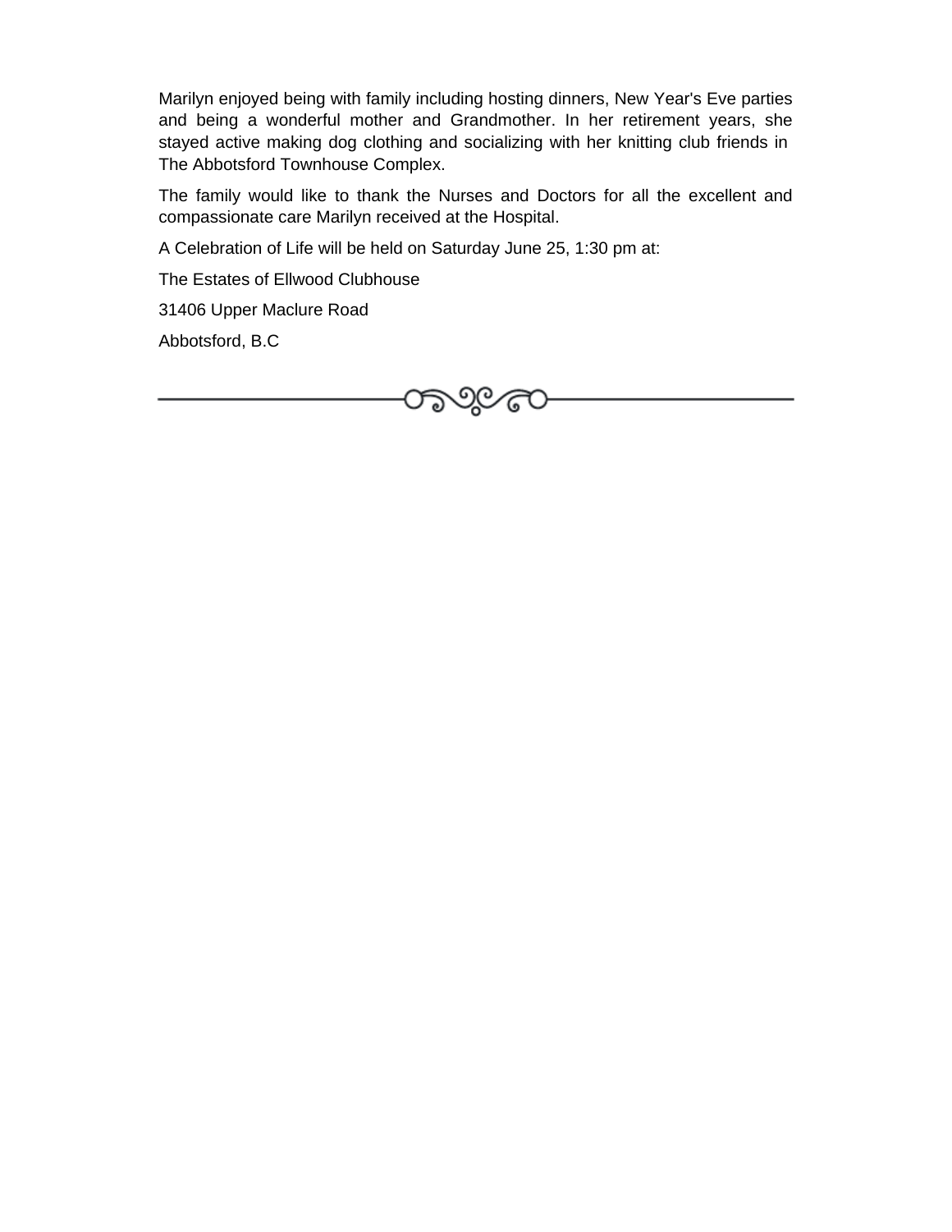Marilyn enjoyed being with family including hosting dinners, New Year's Eve parties and being a wonderful mother and Grandmother. In her retirement years, she stayed active making dog clothing and socializing with her knitting club friends in The Abbotsford Townhouse Complex.

The family would like to thank the Nurses and Doctors for all the excellent and compassionate care Marilyn received at the Hospital.

A Celebration of Life will be held on Saturday June 25, 1:30 pm at:

The Estates of Ellwood Clubhouse

31406 Upper Maclure Road

Abbotsford, B.C